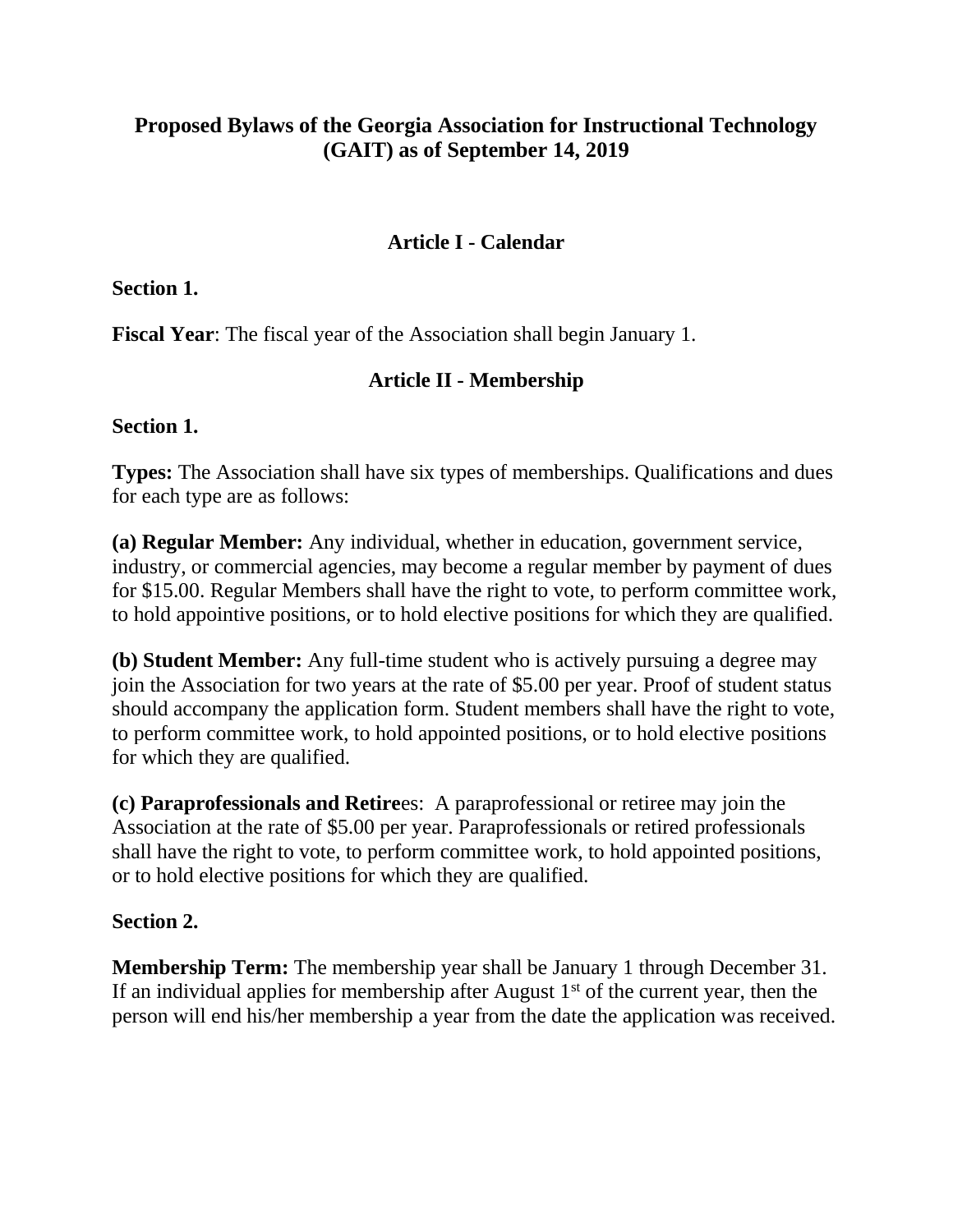# Proposed Bylaws of the Georgia Association for Instructional Technology (GAIT) as of September 14, 2019

## Article I - Calendar

**Section 1.**

**Fiscal Year**: The fiscal year of the Association shall begin January 1.

## Article II - Membership

**Section 1.**

**Types:** The Association shall have six types of memberships. Qualifications and dues for each type are as follows:

**(a) Regular Member:** Any individual, whether in education, government service, industry, or commercial agencies, may become a regular member by payment of dues for $15.00. Regular Members shall have the right to vote, to perform committee work, to hold appointive positions, or to hold elective positions for which they are qualified.

**(b) Student Member:** Any full-time student who is actively pursuing a degree may join the Association for two years at the rate of $5.00 per year. Proof of student status should accompany the application form. Student members shall have the right to vote, to perform committee work, to hold appointed positions, or to hold elective positions for which they are qualified.

**(c) Paraprofessionals and Retire**es: A paraprofessional or retiree may join the Association at the rate of $5.00 per year. Paraprofessionals or retired professionals shall have the right to vote, to perform committee work, to hold appointed positions, or to hold elective positions for which they are qualified.

**Section 2.**

**Membership Term:** The membership year shall be January 1 through December 31. If an individual applies for membership after August 1st of the current year, then the person will end his/her membership a year from the date the application was received.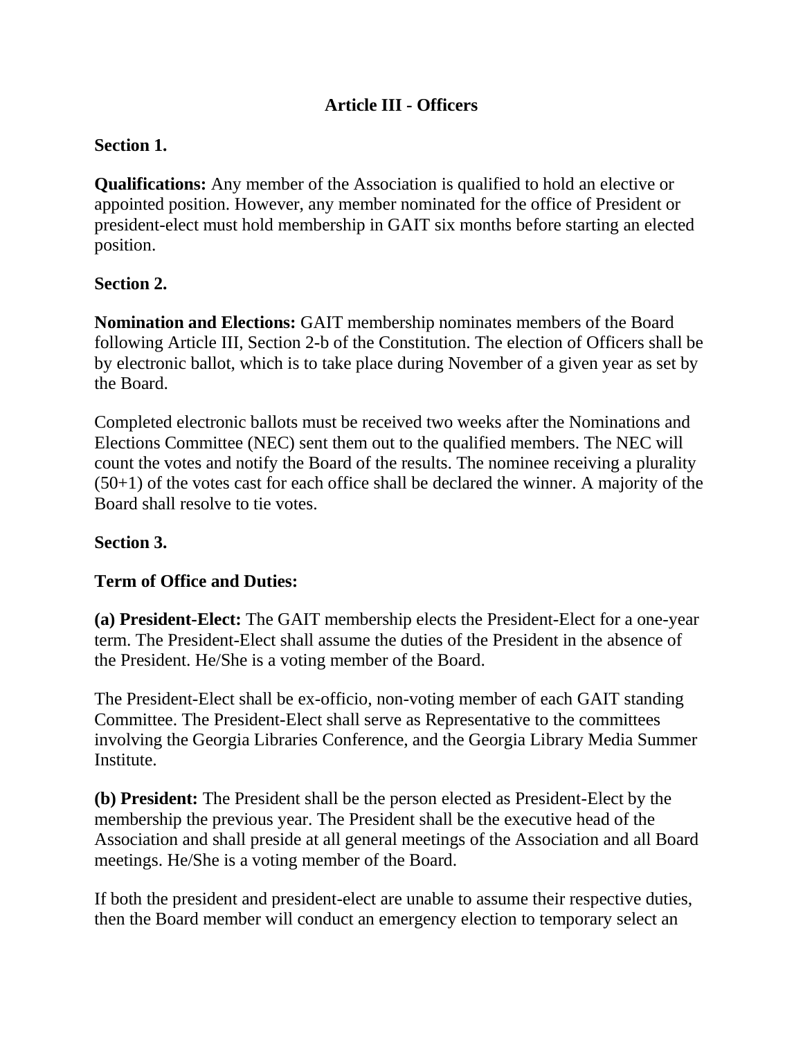## Article III - Officers

**Section 1.**

**Qualifications:** Any member of the Association is qualified to hold an elective or appointed position. However, any member nominated for the office of President or president-elect must hold membership in GAIT six months before starting an elected position.

**Section 2.**

**Nomination and Elections:** GAIT membership nominates members of the Board following Article III, Section 2-b of the Constitution. The election of Officers shall be by electronic ballot, which is to take place during November of a given year as set by the Board.

Completed electronic ballots must be received two weeks after the Nominations and Elections Committee (NEC) sent them out to the qualified members. The NEC will count the votes and notify the Board of the results. The nominee receiving a plurality (50+1) of the votes cast for each office shall be declared the winner. A majority of the Board shall resolve to tie votes.

**Section 3.**

**Term of Office and Duties:**

**(a) President-Elect:** The GAIT membership elects the President-Elect for a one-year term. The President-Elect shall assume the duties of the President in the absence of the President. He/She is a voting member of the Board.

The President-Elect shall be ex-officio, non-voting member of each GAIT standing Committee. The President-Elect shall serve as Representative to the committees involving the Georgia Libraries Conference, and the Georgia Library Media Summer Institute.

**(b) President:** The President shall be the person elected as President-Elect by the membership the previous year. The President shall be the executive head of the Association and shall preside at all general meetings of the Association and all Board meetings. He/She is a voting member of the Board.

If both the president and president-elect are unable to assume their respective duties, then the Board member will conduct an emergency election to temporary select an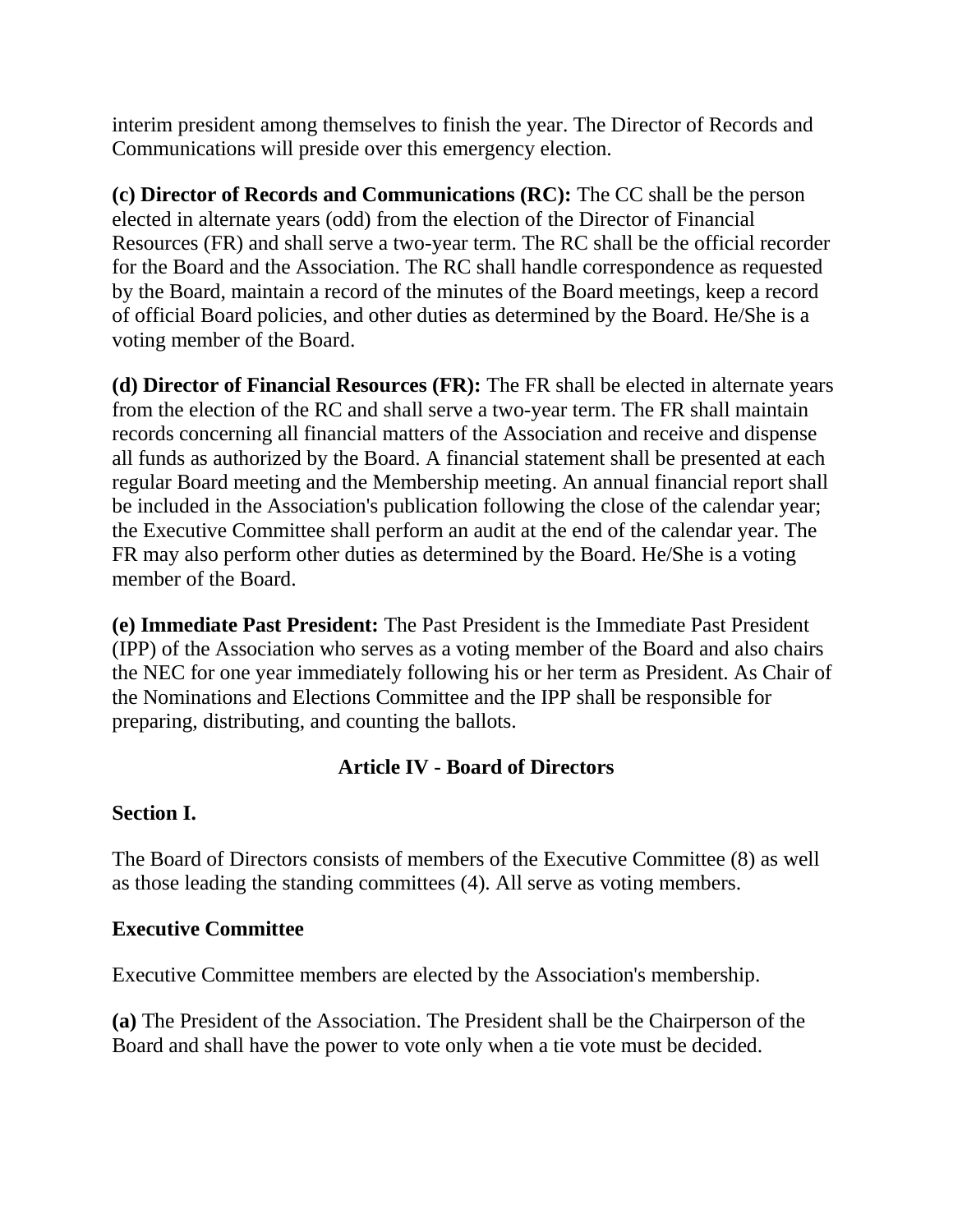interim president among themselves to finish the year. The Director of Records and Communications will preside over this emergency election.

**(c) Director of Records and Communications (RC):** The CC shall be the person elected in alternate years (odd) from the election of the Director of Financial Resources (FR) and shall serve a two-year term. The RC shall be the official recorder for the Board and the Association. The RC shall handle correspondence as requested by the Board, maintain a record of the minutes of the Board meetings, keep a record of official Board policies, and other duties as determined by the Board. He/She is a voting member of the Board.

**(d) Director of Financial Resources (FR):** The FR shall be elected in alternate years from the election of the RC and shall serve a two-year term. The FR shall maintain records concerning all financial matters of the Association and receive and dispense all funds as authorized by the Board. A financial statement shall be presented at each regular Board meeting and the Membership meeting. An annual financial report shall be included in the Association's publication following the close of the calendar year; the Executive Committee shall perform an audit at the end of the calendar year. The FR may also perform other duties as determined by the Board. He/She is a voting member of the Board.

**(e) Immediate Past President:** The Past President is the Immediate Past President (IPP) of the Association who serves as a voting member of the Board and also chairs the NEC for one year immediately following his or her term as President. As Chair of the Nominations and Elections Committee and the IPP shall be responsible for preparing, distributing, and counting the ballots.

## Article IV - Board of Directors

**Section I.**

The Board of Directors consists of members of the Executive Committee (8) as well as those leading the standing committees (4). All serve as voting members.

**Executive Committee**

Executive Committee members are elected by the Association's membership.

**(a)** The President of the Association. The President shall be the Chairperson of the Board and shall have the power to vote only when a tie vote must be decided.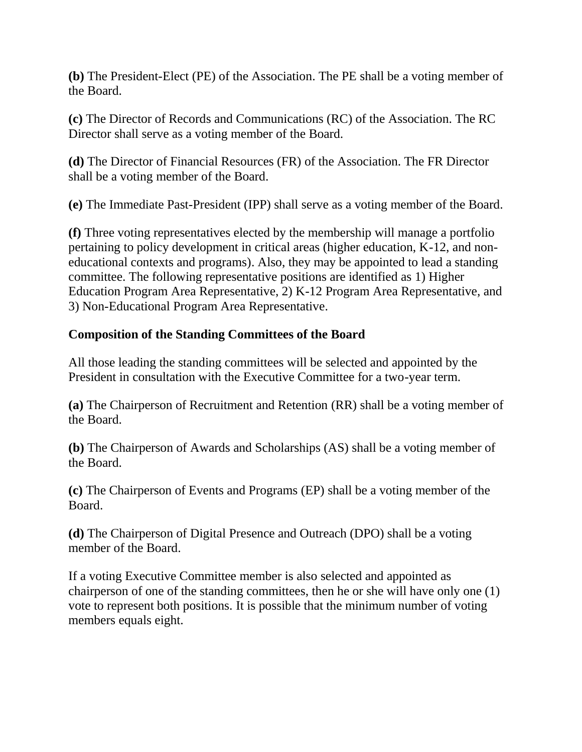**(b)** The President-Elect (PE) of the Association. The PE shall be a voting member of the Board.

**(c)** The Director of Records and Communications (RC) of the Association. The RC Director shall serve as a voting member of the Board.

**(d)** The Director of Financial Resources (FR) of the Association. The FR Director shall be a voting member of the Board.

**(e)** The Immediate Past-President (IPP) shall serve as a voting member of the Board.

**(f)** Three voting representatives elected by the membership will manage a portfolio pertaining to policy development in critical areas (higher education, K-12, and non-educational contexts and programs). Also, they may be appointed to lead a standing committee. The following representative positions are identified as 1) Higher Education Program Area Representative, 2) K-12 Program Area Representative, and 3) Non-Educational Program Area Representative.

**Composition of the Standing Committees of the Board**

All those leading the standing committees will be selected and appointed by the President in consultation with the Executive Committee for a two-year term.

**(a)** The Chairperson of Recruitment and Retention (RR) shall be a voting member of the Board.

**(b)** The Chairperson of Awards and Scholarships (AS) shall be a voting member of the Board.

**(c)** The Chairperson of Events and Programs (EP) shall be a voting member of the Board.

**(d)** The Chairperson of Digital Presence and Outreach (DPO) shall be a voting member of the Board.

If a voting Executive Committee member is also selected and appointed as chairperson of one of the standing committees, then he or she will have only one (1) vote to represent both positions. It is possible that the minimum number of voting members equals eight.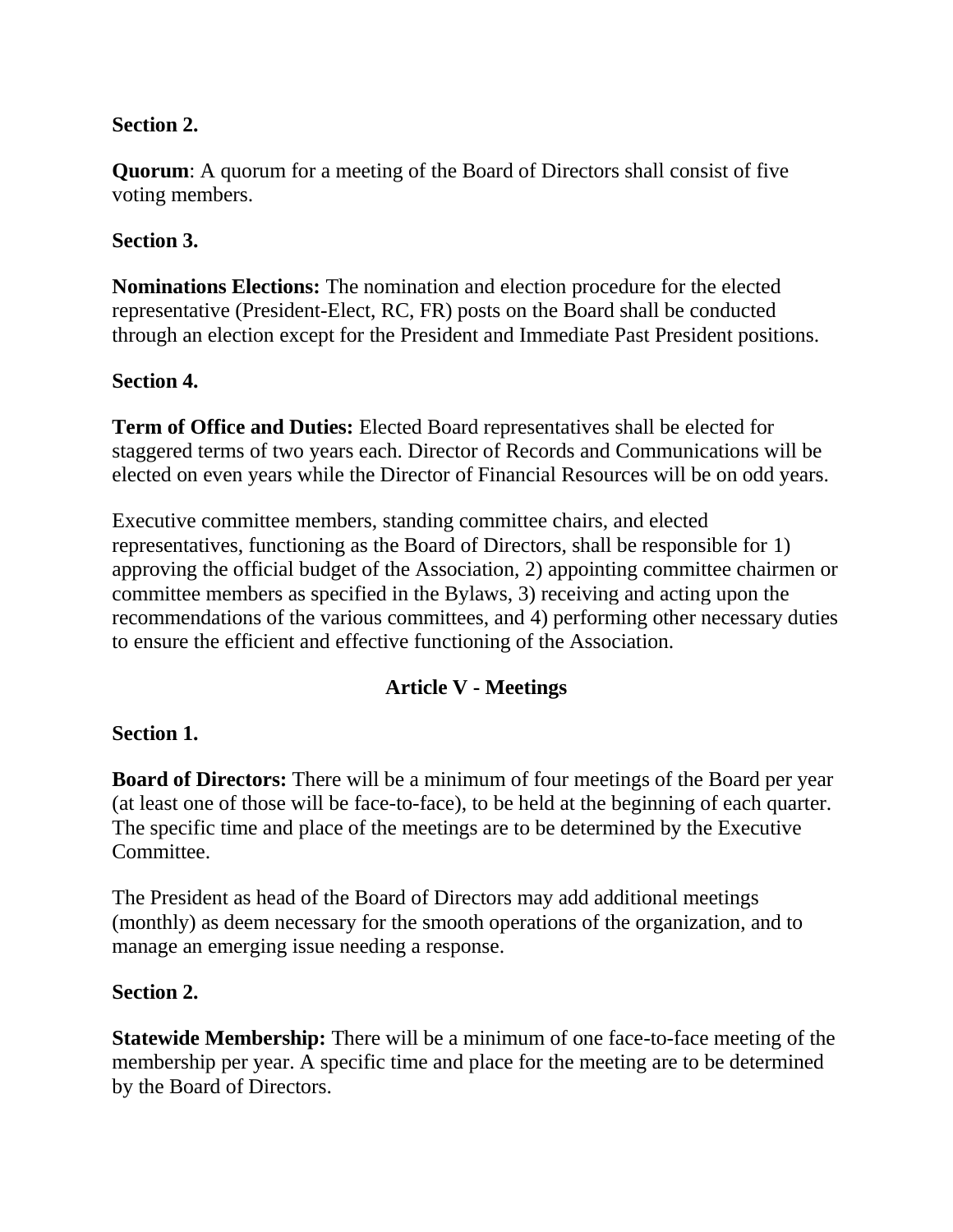**Section 2.**

**Quorum**: A quorum for a meeting of the Board of Directors shall consist of five voting members.

**Section 3.**

**Nominations Elections:** The nomination and election procedure for the elected representative (President-Elect, RC, FR) posts on the Board shall be conducted through an election except for the President and Immediate Past President positions.

**Section 4.**

**Term of Office and Duties:** Elected Board representatives shall be elected for staggered terms of two years each. Director of Records and Communications will be elected on even years while the Director of Financial Resources will be on odd years.

Executive committee members, standing committee chairs, and elected representatives, functioning as the Board of Directors, shall be responsible for 1) approving the official budget of the Association, 2) appointing committee chairmen or committee members as specified in the Bylaws, 3) receiving and acting upon the recommendations of the various committees, and 4) performing other necessary duties to ensure the efficient and effective functioning of the Association.

## Article V - Meetings

**Section 1.**

**Board of Directors:** There will be a minimum of four meetings of the Board per year (at least one of those will be face-to-face), to be held at the beginning of each quarter. The specific time and place of the meetings are to be determined by the Executive Committee.

The President as head of the Board of Directors may add additional meetings (monthly) as deem necessary for the smooth operations of the organization, and to manage an emerging issue needing a response.

**Section 2.**

**Statewide Membership:** There will be a minimum of one face-to-face meeting of the membership per year. A specific time and place for the meeting are to be determined by the Board of Directors.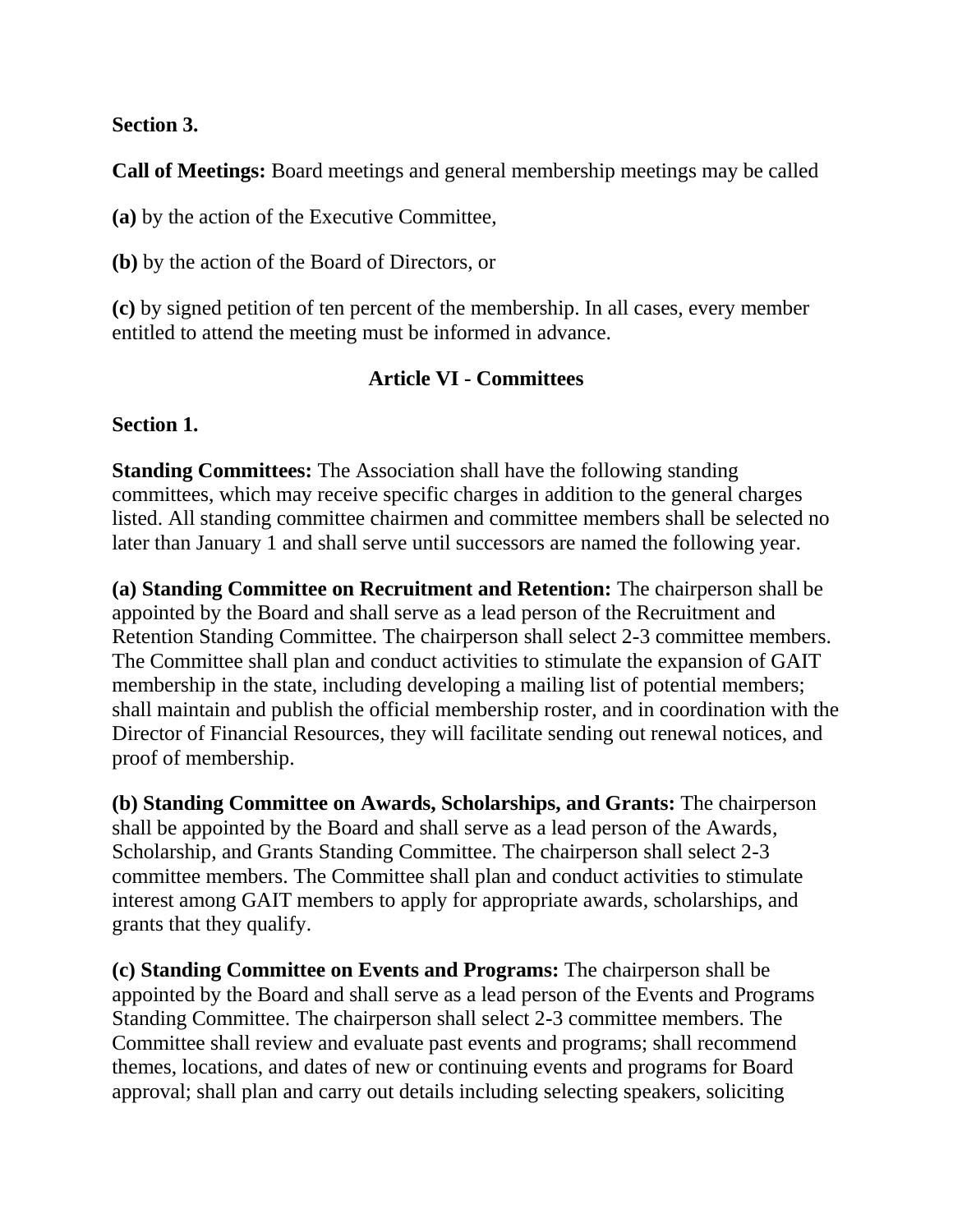**Section 3.**

**Call of Meetings:** Board meetings and general membership meetings may be called

**(a)** by the action of the Executive Committee,

**(b)** by the action of the Board of Directors, or

**(c)** by signed petition of ten percent of the membership. In all cases, every member entitled to attend the meeting must be informed in advance.

## Article VI - Committees

**Section 1.**

**Standing Committees:** The Association shall have the following standing committees, which may receive specific charges in addition to the general charges listed. All standing committee chairmen and committee members shall be selected no later than January 1 and shall serve until successors are named the following year.

**(a) Standing Committee on Recruitment and Retention:** The chairperson shall be appointed by the Board and shall serve as a lead person of the Recruitment and Retention Standing Committee. The chairperson shall select 2-3 committee members. The Committee shall plan and conduct activities to stimulate the expansion of GAIT membership in the state, including developing a mailing list of potential members; shall maintain and publish the official membership roster, and in coordination with the Director of Financial Resources, they will facilitate sending out renewal notices, and proof of membership.

**(b) Standing Committee on Awards, Scholarships, and Grants:** The chairperson shall be appointed by the Board and shall serve as a lead person of the Awards, Scholarship, and Grants Standing Committee. The chairperson shall select 2-3 committee members. The Committee shall plan and conduct activities to stimulate interest among GAIT members to apply for appropriate awards, scholarships, and grants that they qualify.

**(c) Standing Committee on Events and Programs:** The chairperson shall be appointed by the Board and shall serve as a lead person of the Events and Programs Standing Committee. The chairperson shall select 2-3 committee members. The Committee shall review and evaluate past events and programs; shall recommend themes, locations, and dates of new or continuing events and programs for Board approval; shall plan and carry out details including selecting speakers, soliciting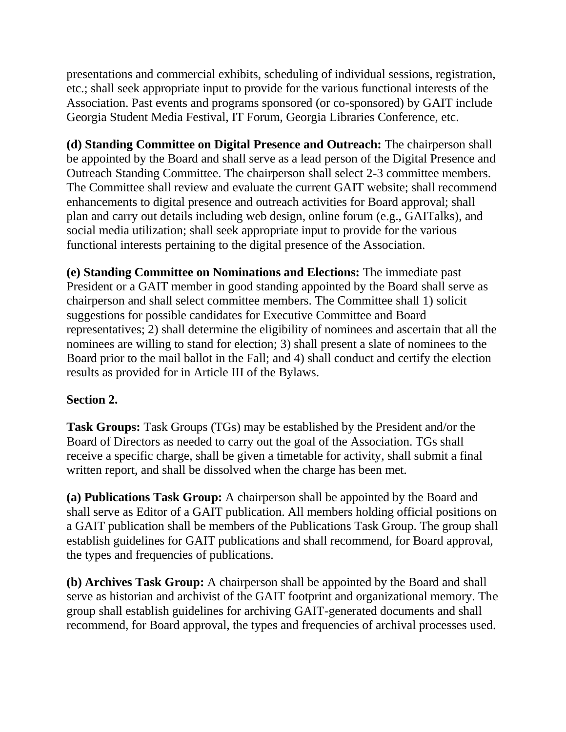presentations and commercial exhibits, scheduling of individual sessions, registration, etc.; shall seek appropriate input to provide for the various functional interests of the Association. Past events and programs sponsored (or co-sponsored) by GAIT include Georgia Student Media Festival, IT Forum, Georgia Libraries Conference, etc.

**(d) Standing Committee on Digital Presence and Outreach:** The chairperson shall be appointed by the Board and shall serve as a lead person of the Digital Presence and Outreach Standing Committee. The chairperson shall select 2-3 committee members. The Committee shall review and evaluate the current GAIT website; shall recommend enhancements to digital presence and outreach activities for Board approval; shall plan and carry out details including web design, online forum (e.g., GAITalks), and social media utilization; shall seek appropriate input to provide for the various functional interests pertaining to the digital presence of the Association.

**(e) Standing Committee on Nominations and Elections:** The immediate past President or a GAIT member in good standing appointed by the Board shall serve as chairperson and shall select committee members. The Committee shall 1) solicit suggestions for possible candidates for Executive Committee and Board representatives; 2) shall determine the eligibility of nominees and ascertain that all the nominees are willing to stand for election; 3) shall present a slate of nominees to the Board prior to the mail ballot in the Fall; and 4) shall conduct and certify the election results as provided for in Article III of the Bylaws.

**Section 2.**

**Task Groups:** Task Groups (TGs) may be established by the President and/or the Board of Directors as needed to carry out the goal of the Association. TGs shall receive a specific charge, shall be given a timetable for activity, shall submit a final written report, and shall be dissolved when the charge has been met.

**(a) Publications Task Group:** A chairperson shall be appointed by the Board and shall serve as Editor of a GAIT publication. All members holding official positions on a GAIT publication shall be members of the Publications Task Group. The group shall establish guidelines for GAIT publications and shall recommend, for Board approval, the types and frequencies of publications.

**(b) Archives Task Group:** A chairperson shall be appointed by the Board and shall serve as historian and archivist of the GAIT footprint and organizational memory. The group shall establish guidelines for archiving GAIT-generated documents and shall recommend, for Board approval, the types and frequencies of archival processes used.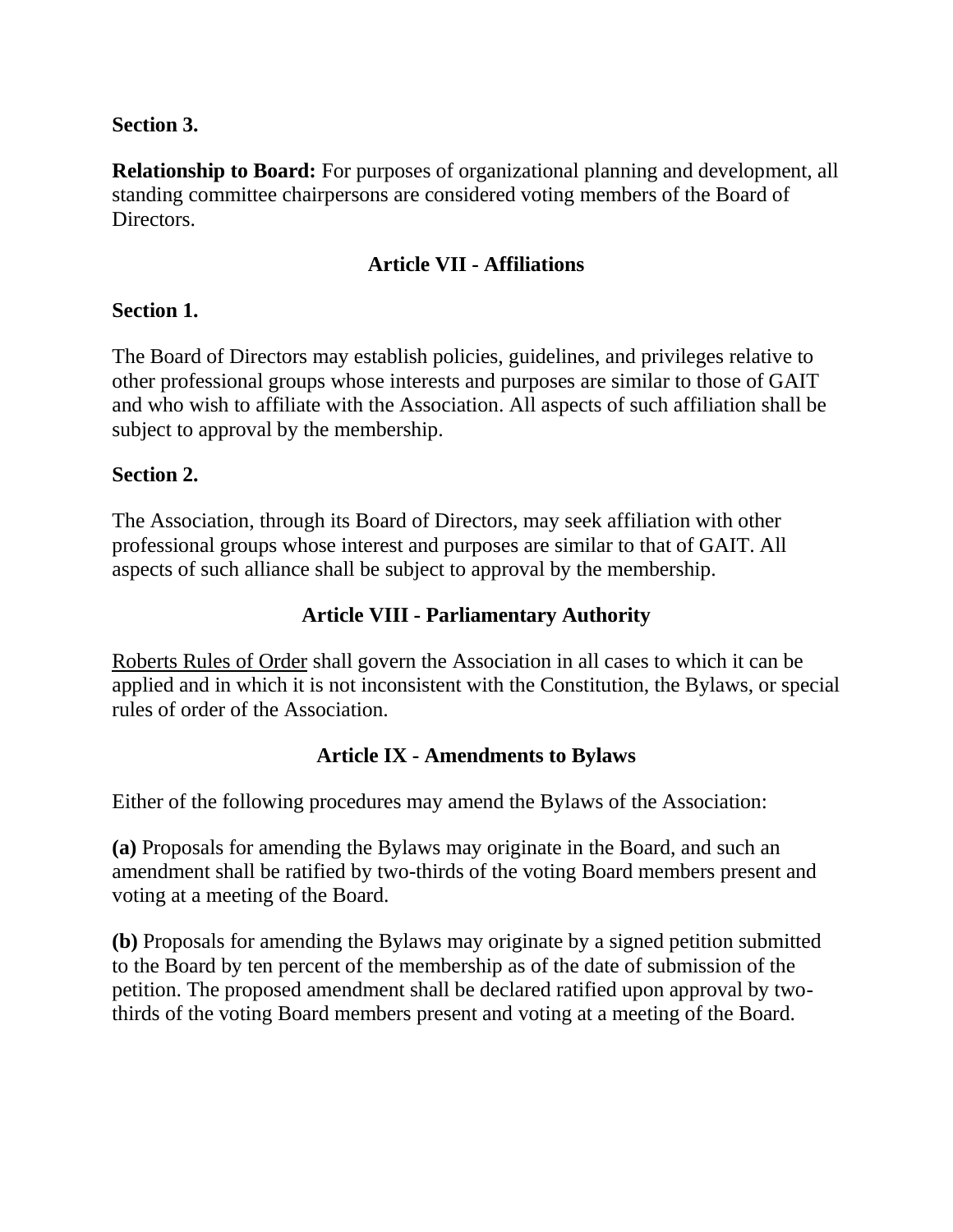**Section 3.**

**Relationship to Board:** For purposes of organizational planning and development, all standing committee chairpersons are considered voting members of the Board of Directors.

## Article VII - Affiliations

**Section 1.**

The Board of Directors may establish policies, guidelines, and privileges relative to other professional groups whose interests and purposes are similar to those of GAIT and who wish to affiliate with the Association. All aspects of such affiliation shall be subject to approval by the membership.

**Section 2.**

The Association, through its Board of Directors, may seek affiliation with other professional groups whose interest and purposes are similar to that of GAIT. All aspects of such alliance shall be subject to approval by the membership.

## Article VIII - Parliamentary Authority

Roberts Rules of Order shall govern the Association in all cases to which it can be applied and in which it is not inconsistent with the Constitution, the Bylaws, or special rules of order of the Association.

## Article IX - Amendments to Bylaws

Either of the following procedures may amend the Bylaws of the Association:

**(a)** Proposals for amending the Bylaws may originate in the Board, and such an amendment shall be ratified by two-thirds of the voting Board members present and voting at a meeting of the Board.

**(b)** Proposals for amending the Bylaws may originate by a signed petition submitted to the Board by ten percent of the membership as of the date of submission of the petition. The proposed amendment shall be declared ratified upon approval by two-thirds of the voting Board members present and voting at a meeting of the Board.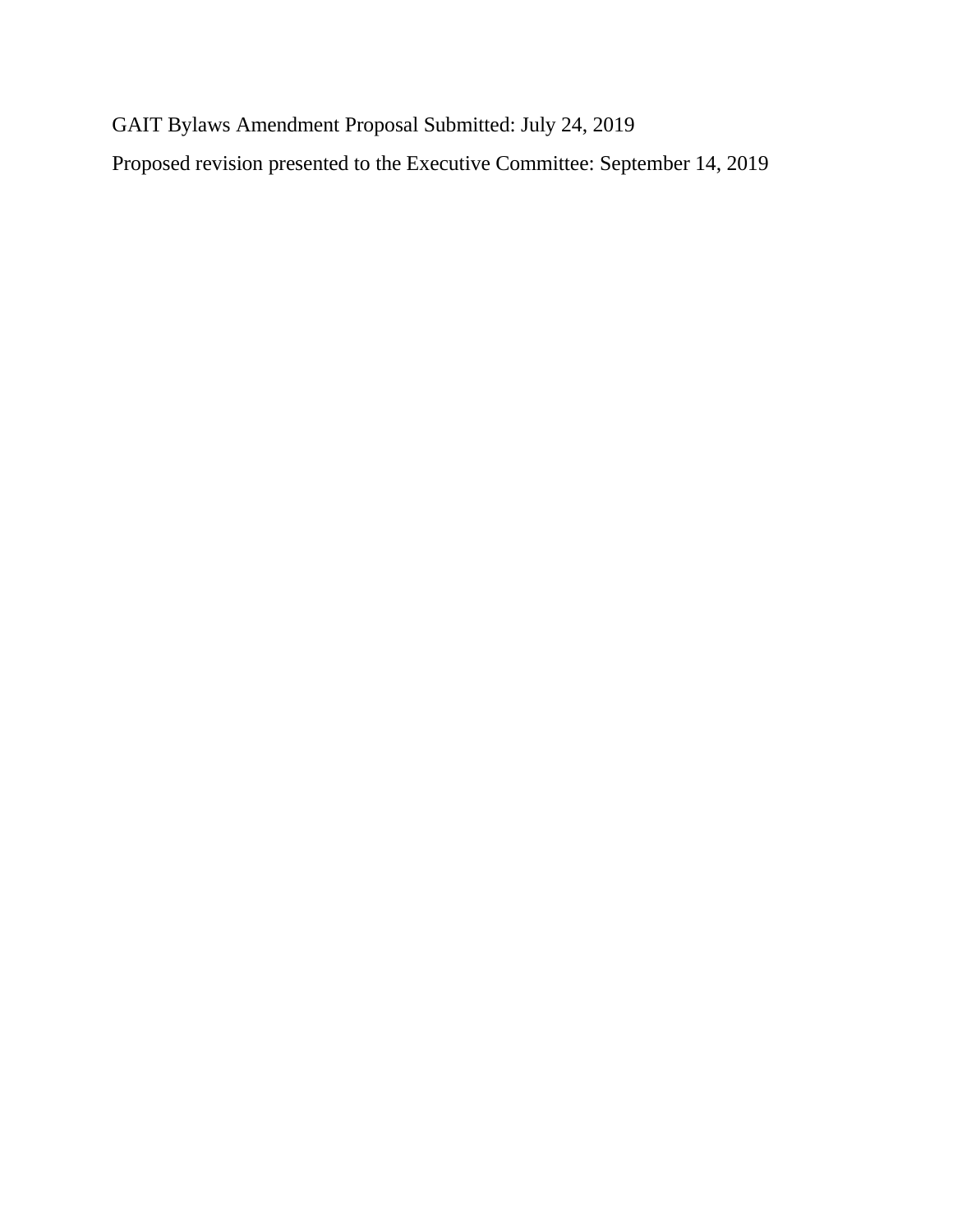GAIT Bylaws Amendment Proposal Submitted: July 24, 2019

Proposed revision presented to the Executive Committee: September 14, 2019